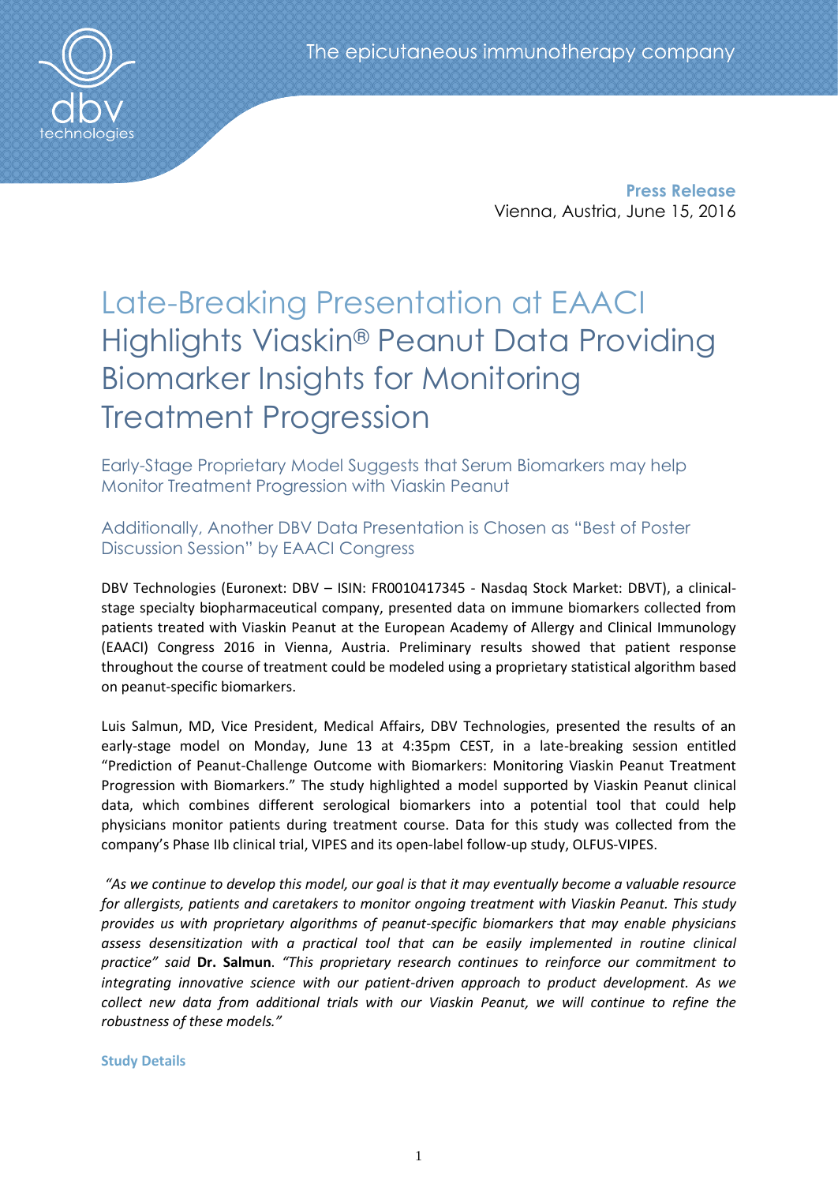The epicutaneous immunotherapy company

**Press Release**
Vienna, Austria, June 15, 2016

# Late-Breaking Presentation at EAACI Highlights Viaskin® Peanut Data Providing Biomarker Insights for Monitoring Treatment Progression

## Early-Stage Proprietary Model Suggests that Serum Biomarkers may help Monitor Treatment Progression with Viaskin Peanut

## Additionally, Another DBV Data Presentation is Chosen as "Best of Poster Discussion Session" by EAACI Congress

DBV Technologies (Euronext: DBV – ISIN: FR0010417345 - Nasdaq Stock Market: DBVT), a clinical-stage specialty biopharmaceutical company, presented data on immune biomarkers collected from patients treated with Viaskin Peanut at the European Academy of Allergy and Clinical Immunology (EAACI) Congress 2016 in Vienna, Austria. Preliminary results showed that patient response throughout the course of treatment could be modeled using a proprietary statistical algorithm based on peanut-specific biomarkers.

Luis Salmun, MD, Vice President, Medical Affairs, DBV Technologies, presented the results of an early-stage model on Monday, June 13 at 4:35pm CEST, in a late-breaking session entitled "Prediction of Peanut-Challenge Outcome with Biomarkers: Monitoring Viaskin Peanut Treatment Progression with Biomarkers." The study highlighted a model supported by Viaskin Peanut clinical data, which combines different serological biomarkers into a potential tool that could help physicians monitor patients during treatment course. Data for this study was collected from the company's Phase IIb clinical trial, VIPES and its open-label follow-up study, OLFUS-VIPES.

*"As we continue to develop this model, our goal is that it may eventually become a valuable resource for allergists, patients and caretakers to monitor ongoing treatment with Viaskin Peanut. This study provides us with proprietary algorithms of peanut-specific biomarkers that may enable physicians assess desensitization with a practical tool that can be easily implemented in routine clinical practice" said* **Dr. Salmun**. *"This proprietary research continues to reinforce our commitment to integrating innovative science with our patient-driven approach to product development. As we collect new data from additional trials with our Viaskin Peanut, we will continue to refine the robustness of these models."*

**Study Details**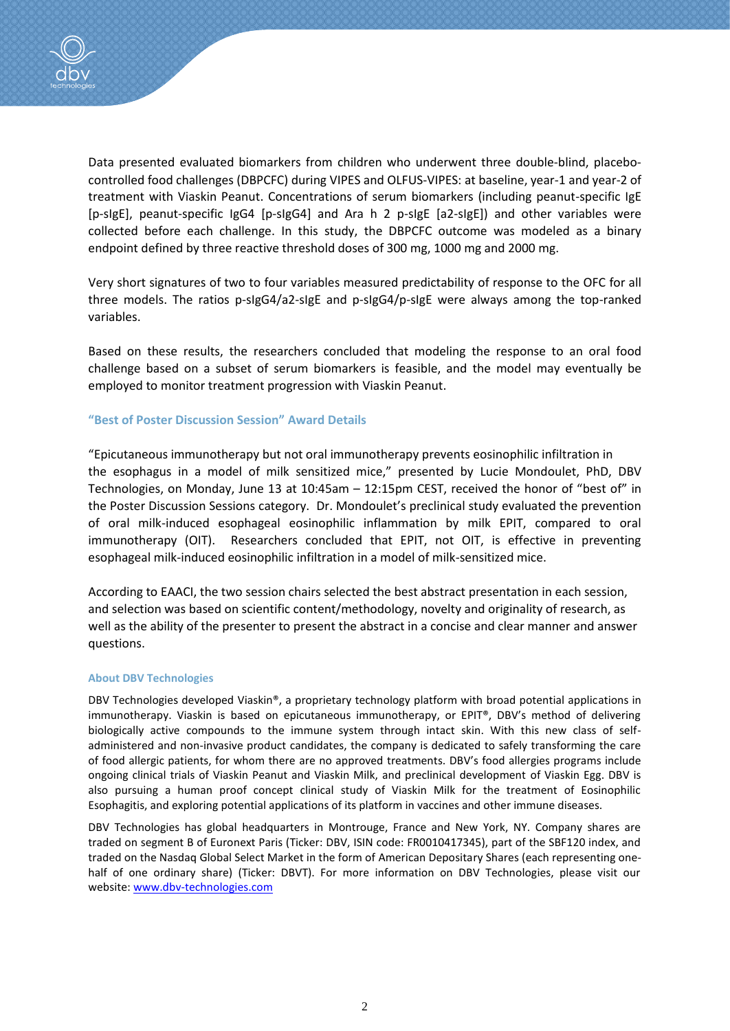Data presented evaluated biomarkers from children who underwent three double-blind, placebo-controlled food challenges (DBPCFC) during VIPES and OLFUS-VIPES: at baseline, year-1 and year-2 of treatment with Viaskin Peanut. Concentrations of serum biomarkers (including peanut-specific IgE [p-sIgE], peanut-specific IgG4 [p-sIgG4] and Ara h 2 p-sIgE [a2-sIgE]) and other variables were collected before each challenge. In this study, the DBPCFC outcome was modeled as a binary endpoint defined by three reactive threshold doses of 300 mg, 1000 mg and 2000 mg.

Very short signatures of two to four variables measured predictability of response to the OFC for all three models. The ratios p-sIgG4/a2-sIgE and p-sIgG4/p-sIgE were always among the top-ranked variables.

Based on these results, the researchers concluded that modeling the response to an oral food challenge based on a subset of serum biomarkers is feasible, and the model may eventually be employed to monitor treatment progression with Viaskin Peanut.

### "Best of Poster Discussion Session" Award Details

"Epicutaneous immunotherapy but not oral immunotherapy prevents eosinophilic infiltration in the esophagus in a model of milk sensitized mice," presented by Lucie Mondoulet, PhD, DBV Technologies, on Monday, June 13 at 10:45am – 12:15pm CEST, received the honor of "best of" in the Poster Discussion Sessions category. Dr. Mondoulet's preclinical study evaluated the prevention of oral milk-induced esophageal eosinophilic inflammation by milk EPIT, compared to oral immunotherapy (OIT). Researchers concluded that EPIT, not OIT, is effective in preventing esophageal milk-induced eosinophilic infiltration in a model of milk-sensitized mice.

According to EAACI, the two session chairs selected the best abstract presentation in each session, and selection was based on scientific content/methodology, novelty and originality of research, as well as the ability of the presenter to present the abstract in a concise and clear manner and answer questions.

#### About DBV Technologies

DBV Technologies developed Viaskin®, a proprietary technology platform with broad potential applications in immunotherapy. Viaskin is based on epicutaneous immunotherapy, or EPIT®, DBV's method of delivering biologically active compounds to the immune system through intact skin. With this new class of self-administered and non-invasive product candidates, the company is dedicated to safely transforming the care of food allergic patients, for whom there are no approved treatments. DBV's food allergies programs include ongoing clinical trials of Viaskin Peanut and Viaskin Milk, and preclinical development of Viaskin Egg. DBV is also pursuing a human proof concept clinical study of Viaskin Milk for the treatment of Eosinophilic Esophagitis, and exploring potential applications of its platform in vaccines and other immune diseases.

DBV Technologies has global headquarters in Montrouge, France and New York, NY. Company shares are traded on segment B of Euronext Paris (Ticker: DBV, ISIN code: FR0010417345), part of the SBF120 index, and traded on the Nasdaq Global Select Market in the form of American Depositary Shares (each representing one-half of one ordinary share) (Ticker: DBVT). For more information on DBV Technologies, please visit our website: [www.dbv-technologies.com](http://www.dbv-technologies.com)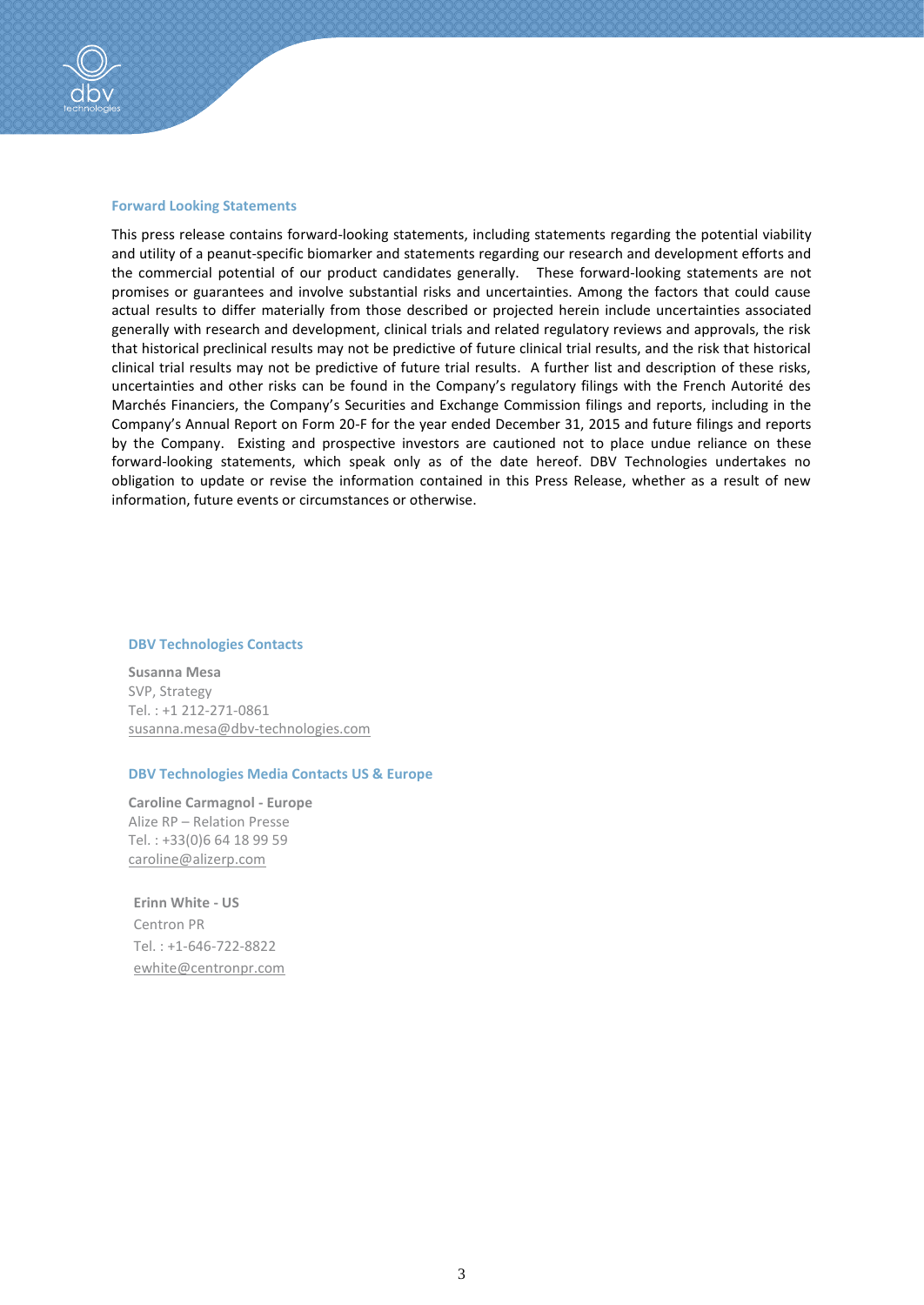## Forward Looking Statements

This press release contains forward-looking statements, including statements regarding the potential viability and utility of a peanut-specific biomarker and statements regarding our research and development efforts and the commercial potential of our product candidates generally. These forward-looking statements are not promises or guarantees and involve substantial risks and uncertainties. Among the factors that could cause actual results to differ materially from those described or projected herein include uncertainties associated generally with research and development, clinical trials and related regulatory reviews and approvals, the risk that historical preclinical results may not be predictive of future clinical trial results, and the risk that historical clinical trial results may not be predictive of future trial results. A further list and description of these risks, uncertainties and other risks can be found in the Company's regulatory filings with the French Autorité des Marchés Financiers, the Company's Securities and Exchange Commission filings and reports, including in the Company's Annual Report on Form 20-F for the year ended December 31, 2015 and future filings and reports by the Company. Existing and prospective investors are cautioned not to place undue reliance on these forward-looking statements, which speak only as of the date hereof. DBV Technologies undertakes no obligation to update or revise the information contained in this Press Release, whether as a result of new information, future events or circumstances or otherwise.

### DBV Technologies Contacts

**Susanna Mesa**
SVP, Strategy
Tel. : +1 212-271-0861
susanna.mesa@dbv-technologies.com

### DBV Technologies Media Contacts US & Europe

**Caroline Carmagnol - Europe**
Alize RP – Relation Presse
Tel. : +33(0)6 64 18 99 59
caroline@alizerp.com

**Erinn White - US**
Centron PR
Tel. : +1-646-722-8822
ewhite@centronpr.com